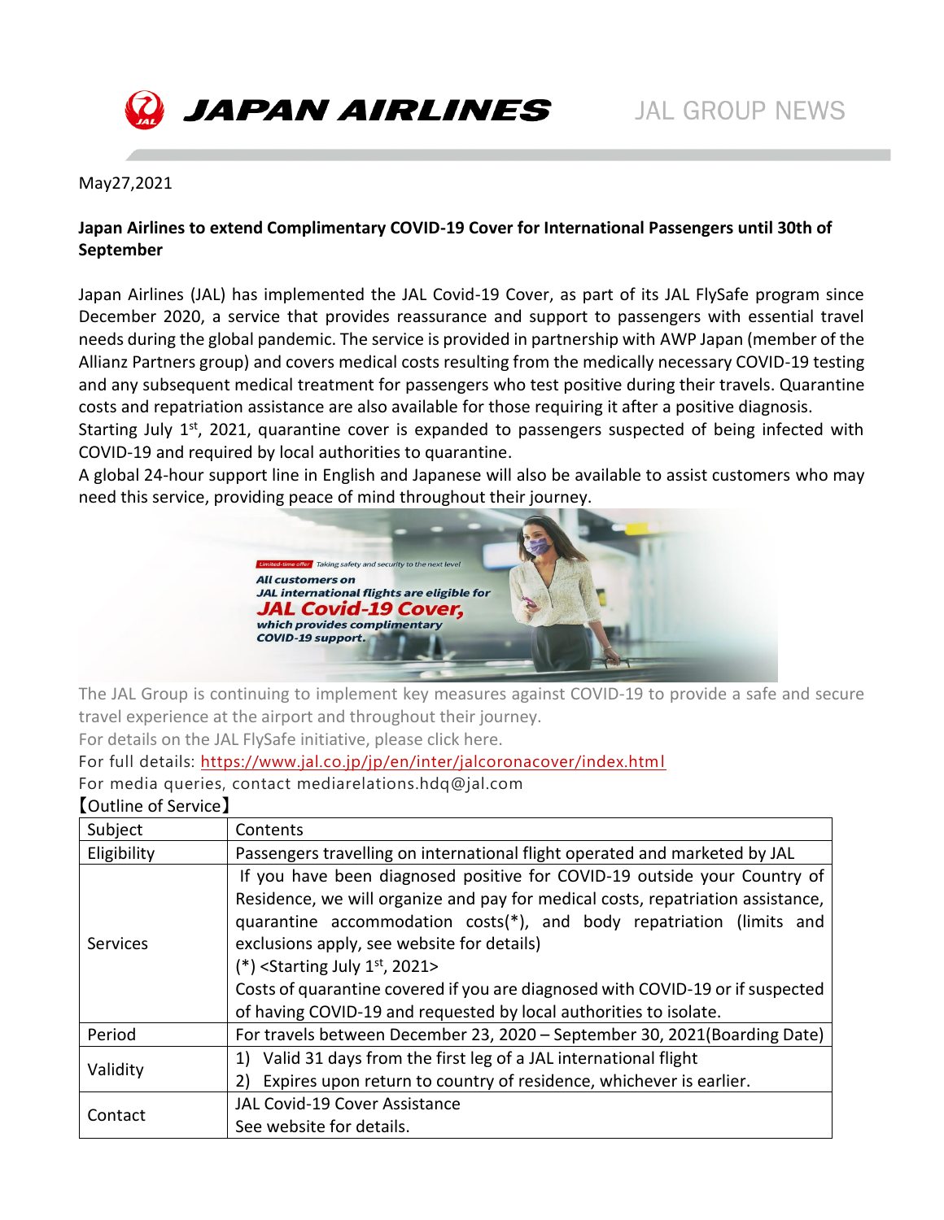JAPAN AIRLINES

JAL GROUP NEWS

May27,2021

**Japan Airlines to extend Complimentary COVID-19 Cover for International Passengers until 30th of September**

Japan Airlines (JAL) has implemented the JAL Covid-19 Cover, as part of its JAL FlySafe program since December 2020, a service that provides reassurance and support to passengers with essential travel needs during the global pandemic. The service is provided in partnership with AWP Japan (member of the Allianz Partners group) and covers medical costs resulting from the medically necessary COVID-19 testing and any subsequent medical treatment for passengers who test positive during their travels. Quarantine costs and repatriation assistance are also available for those requiring it after a positive diagnosis.
Starting July 1st, 2021, quarantine cover is expanded to passengers suspected of being infected with COVID-19 and required by local authorities to quarantine.
A global 24-hour support line in English and Japanese will also be available to assist customers who may need this service, providing peace of mind throughout their journey.

The JAL Group is continuing to implement key measures against COVID-19 to provide a safe and secure travel experience at the airport and throughout their journey.
For details on the JAL FlySafe initiative, please click here.
For full details: https://www.jal.co.jp/jp/en/inter/jalcoronacover/index.html
For media queries, contact mediarelations.hdq@jal.com

【Outline of Service】

| Subject | Contents |
|---|---|
| Eligibility | Passengers travelling on international flight operated and marketed by JAL |
| Services | If you have been diagnosed positive for COVID-19 outside your Country of Residence, we will organize and pay for medical costs, repatriation assistance, quarantine accommodation costs(*), and body repatriation (limits and exclusions apply, see website for details)<br>(*) <Starting July 1st, 2021><br>Costs of quarantine covered if you are diagnosed with COVID-19 or if suspected of having COVID-19 and requested by local authorities to isolate. |
| Period | For travels between December 23, 2020 – September 30, 2021(Boarding Date) |
| Validity | 1) Valid 31 days from the first leg of a JAL international flight<br>2) Expires upon return to country of residence, whichever is earlier. |
| Contact | JAL Covid-19 Cover Assistance<br>See website for details. |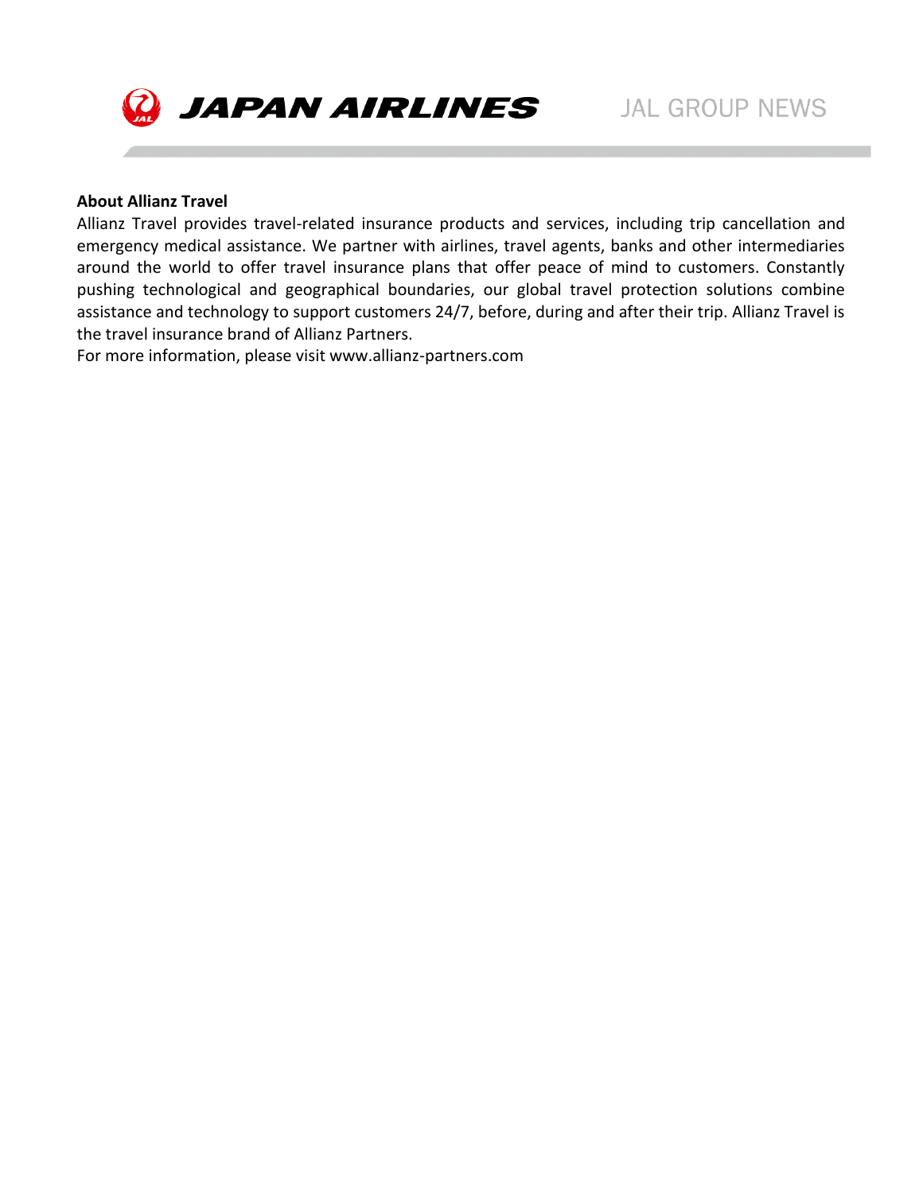**About Allianz Travel**

Allianz Travel provides travel-related insurance products and services, including trip cancellation and emergency medical assistance. We partner with airlines, travel agents, banks and other intermediaries around the world to offer travel insurance plans that offer peace of mind to customers. Constantly pushing technological and geographical boundaries, our global travel protection solutions combine assistance and technology to support customers 24/7, before, during and after their trip. Allianz Travel is the travel insurance brand of Allianz Partners.

For more information, please visit www.allianz-partners.com